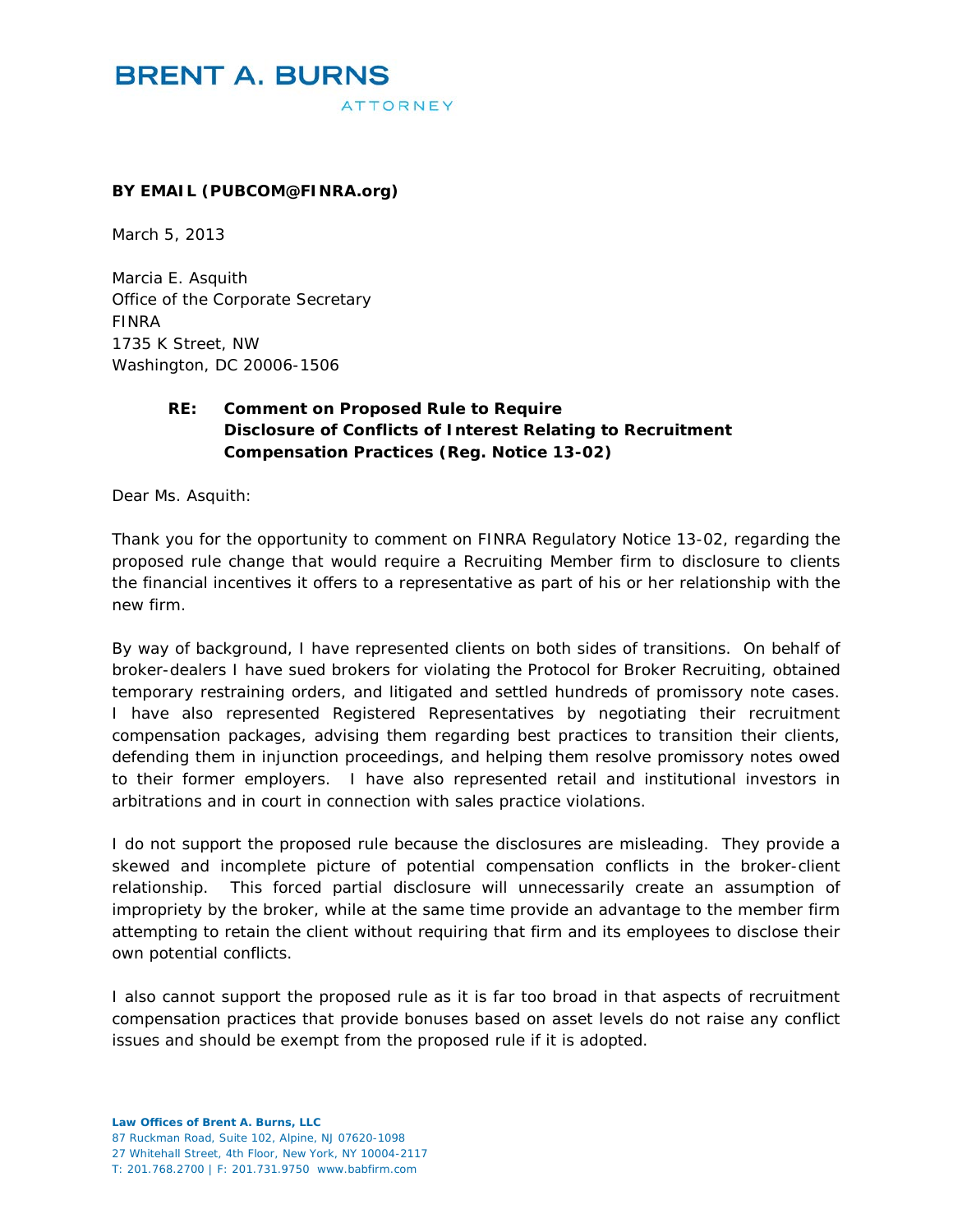# BRENT A. BURNS

ATTORNEY

**BY EMAIL (PUBCOM@FINRA.org)**

March 5, 2013

Marcia E. Asquith
Office of the Corporate Secretary
FINRA
1735 K Street, NW
Washington, DC 20006-1506

**RE: Comment on Proposed Rule to Require Disclosure of Conflicts of Interest Relating to Recruitment Compensation Practices (Reg. Notice 13-02)**

Dear Ms. Asquith:

Thank you for the opportunity to comment on FINRA Regulatory Notice 13-02, regarding the proposed rule change that would require a Recruiting Member firm to disclosure to clients the financial incentives it offers to a representative as part of his or her relationship with the new firm.

By way of background, I have represented clients on both sides of transitions. On behalf of broker-dealers I have sued brokers for violating the Protocol for Broker Recruiting, obtained temporary restraining orders, and litigated and settled hundreds of promissory note cases. I have also represented Registered Representatives by negotiating their recruitment compensation packages, advising them regarding best practices to transition their clients, defending them in injunction proceedings, and helping them resolve promissory notes owed to their former employers. I have also represented retail and institutional investors in arbitrations and in court in connection with sales practice violations.

I do not support the proposed rule because the disclosures are misleading. They provide a skewed and incomplete picture of potential compensation conflicts in the broker-client relationship. This forced partial disclosure will unnecessarily create an assumption of impropriety by the broker, while at the same time provide an advantage to the member firm attempting to retain the client without requiring that firm and its employees to disclose their own potential conflicts.

I also cannot support the proposed rule as it is far too broad in that aspects of recruitment compensation practices that provide bonuses based on asset levels do not raise any conflict issues and should be exempt from the proposed rule if it is adopted.

**Law Offices of Brent A. Burns, LLC**
87 Ruckman Road, Suite 102, Alpine, NJ 07620-1098
27 Whitehall Street, 4th Floor, New York, NY 10004-2117
T: 201.768.2700 | F: 201.731.9750 www.babfirm.com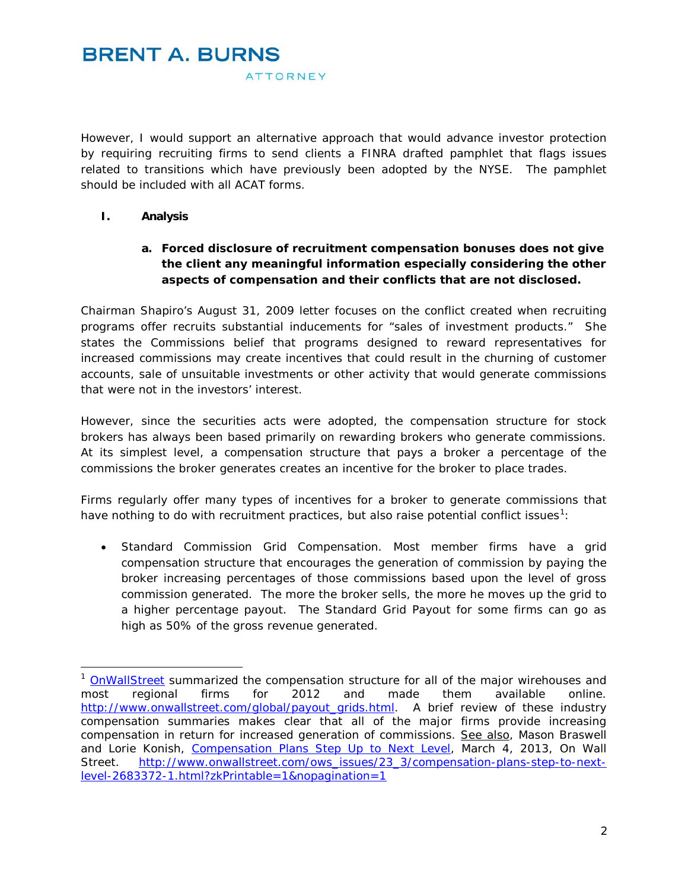However, I would support an alternative approach that would advance investor protection by requiring recruiting firms to send clients a FINRA drafted pamphlet that flags issues related to transitions which have previously been adopted by the NYSE. The pamphlet should be included with all ACAT forms.

## I. Analysis

### a. Forced disclosure of recruitment compensation bonuses does not give the client any meaningful information especially considering the other aspects of compensation and their conflicts that are not disclosed.

Chairman Shapiro's August 31, 2009 letter focuses on the conflict created when recruiting programs offer recruits substantial inducements for "sales of investment products." She states the Commissions belief that programs designed to reward representatives for increased commissions may create incentives that could result in the churning of customer accounts, sale of unsuitable investments or other activity that would generate commissions that were not in the investors' interest.

However, since the securities acts were adopted, the compensation structure for stock brokers has always been based primarily on rewarding brokers who generate commissions. At its simplest level, a compensation structure that pays a broker a percentage of the commissions the broker generates creates an incentive for the broker to place trades.

Firms regularly offer many types of incentives for a broker to generate commissions that have nothing to do with recruitment practices, but also raise potential conflict issues[1]:

- Standard Commission Grid Compensation. Most member firms have a grid compensation structure that encourages the generation of commission by paying the broker increasing percentages of those commissions based upon the level of gross commission generated. The more the broker sells, the more he moves up the grid to a higher percentage payout. The Standard Grid Payout for some firms can go as high as 50% of the gross revenue generated.

---

[1] OnWallStreet summarized the compensation structure for all of the major wirehouses and most regional firms for 2012 and made them available online. http://www.onwallstreet.com/global/payout_grids.html. A brief review of these industry compensation summaries makes clear that all of the major firms provide increasing compensation in return for increased generation of commissions. See also, Mason Braswell and Lorie Konish, Compensation Plans Step Up to Next Level, March 4, 2013, On Wall Street. http://www.onwallstreet.com/ows_issues/23_3/compensation-plans-step-to-next-level-2683372-1.html?zkPrintable=1&nopagination=1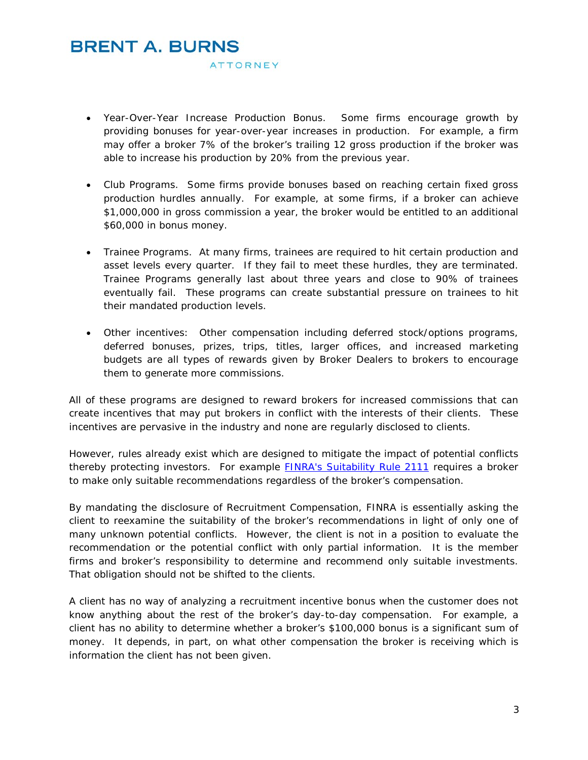- Year-Over-Year Increase Production Bonus. Some firms encourage growth by providing bonuses for year-over-year increases in production. For example, a firm may offer a broker 7% of the broker's trailing 12 gross production if the broker was able to increase his production by 20% from the previous year.

- Club Programs. Some firms provide bonuses based on reaching certain fixed gross production hurdles annually. For example, at some firms, if a broker can achieve $1,000,000 in gross commission a year, the broker would be entitled to an additional $60,000 in bonus money.

- Trainee Programs. At many firms, trainees are required to hit certain production and asset levels every quarter. If they fail to meet these hurdles, they are terminated. Trainee Programs generally last about three years and close to 90% of trainees eventually fail. These programs can create substantial pressure on trainees to hit their mandated production levels.

- Other incentives: Other compensation including deferred stock/options programs, deferred bonuses, prizes, trips, titles, larger offices, and increased marketing budgets are all types of rewards given by Broker Dealers to brokers to encourage them to generate more commissions.

All of these programs are designed to reward brokers for increased commissions that can create incentives that may put brokers in conflict with the interests of their clients. These incentives are pervasive in the industry and none are regularly disclosed to clients.

However, rules already exist which are designed to mitigate the impact of potential conflicts thereby protecting investors. For example [FINRA's Suitability Rule 2111] requires a broker to make only suitable recommendations regardless of the broker's compensation.

By mandating the disclosure of Recruitment Compensation, FINRA is essentially asking the client to reexamine the suitability of the broker's recommendations in light of only one of many unknown potential conflicts. However, the client is not in a position to evaluate the recommendation or the potential conflict with only partial information. It is the member firms and broker's responsibility to determine and recommend only suitable investments. That obligation should not be shifted to the clients.

A client has no way of analyzing a recruitment incentive bonus when the customer does not know anything about the rest of the broker's day-to-day compensation. For example, a client has no ability to determine whether a broker's $100,000 bonus is a significant sum of money. It depends, in part, on what other compensation the broker is receiving which is information the client has not been given.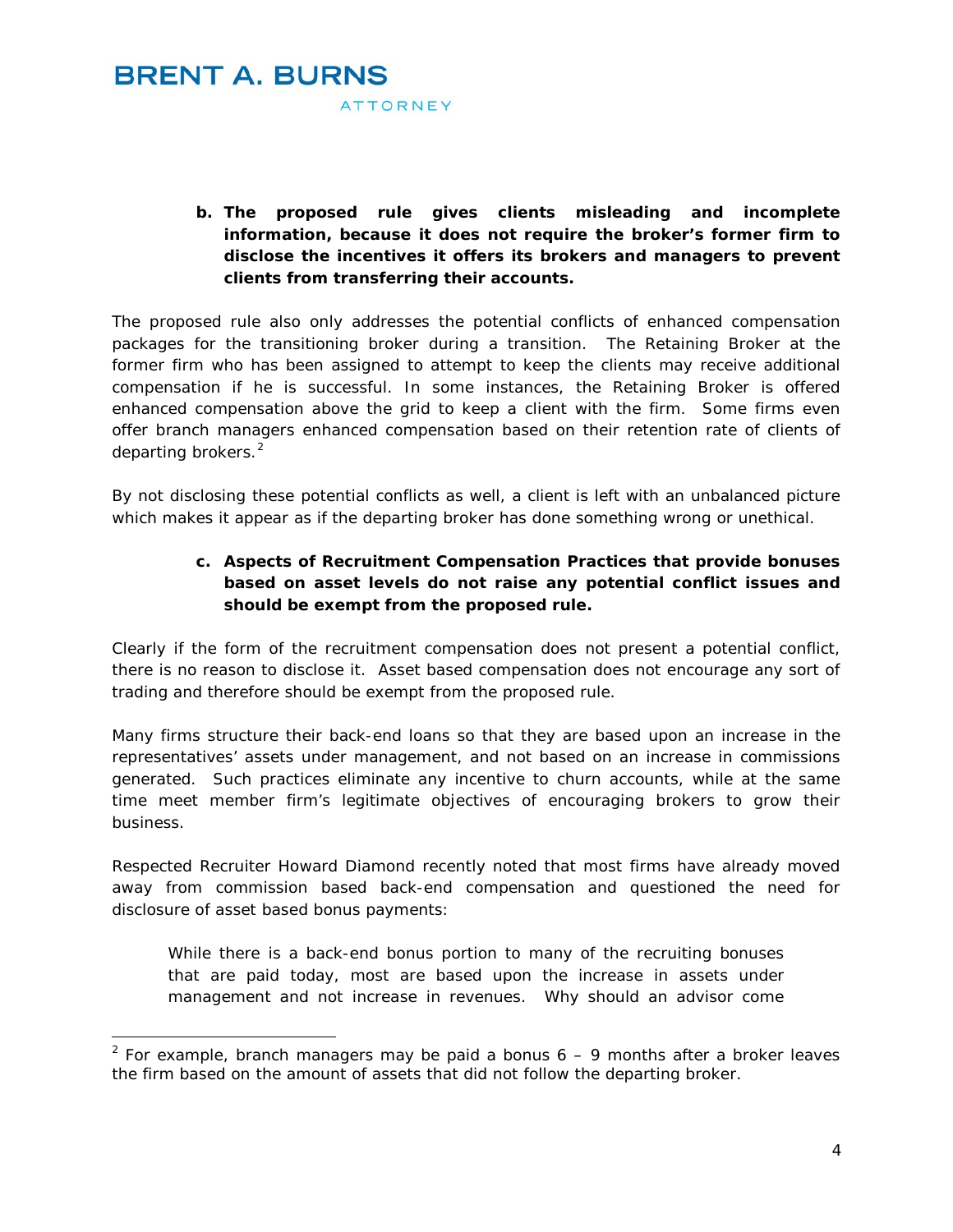**b. The proposed rule gives clients misleading and incomplete information, because it does not require the broker's former firm to disclose the incentives it offers its brokers and managers to prevent clients from transferring their accounts.**

The proposed rule also only addresses the potential conflicts of enhanced compensation packages for the transitioning broker during a transition. The Retaining Broker at the former firm who has been assigned to attempt to keep the clients may receive additional compensation if he is successful. In some instances, the Retaining Broker is offered enhanced compensation above the grid to keep a client with the firm. Some firms even offer branch managers enhanced compensation based on their retention rate of clients of departing brokers.[2]

By not disclosing these potential conflicts as well, a client is left with an unbalanced picture which makes it appear as if the departing broker has done something wrong or unethical.

**c. Aspects of Recruitment Compensation Practices that provide bonuses based on asset levels do not raise any potential conflict issues and should be exempt from the proposed rule.**

Clearly if the form of the recruitment compensation does not present a potential conflict, there is no reason to disclose it. Asset based compensation does not encourage any sort of trading and therefore should be exempt from the proposed rule.

Many firms structure their back-end loans so that they are based upon an increase in the representatives' assets under management, and not based on an increase in commissions generated. Such practices eliminate any incentive to churn accounts, while at the same time meet member firm's legitimate objectives of encouraging brokers to grow their business.

Respected Recruiter Howard Diamond recently noted that most firms have already moved away from commission based back-end compensation and questioned the need for disclosure of asset based bonus payments:

> While there is a back-end bonus portion to many of the recruiting bonuses that are paid today, most are based upon the increase in assets under management and not increase in revenues. Why should an advisor come

[2] For example, branch managers may be paid a bonus 6 – 9 months after a broker leaves the firm based on the amount of assets that did not follow the departing broker.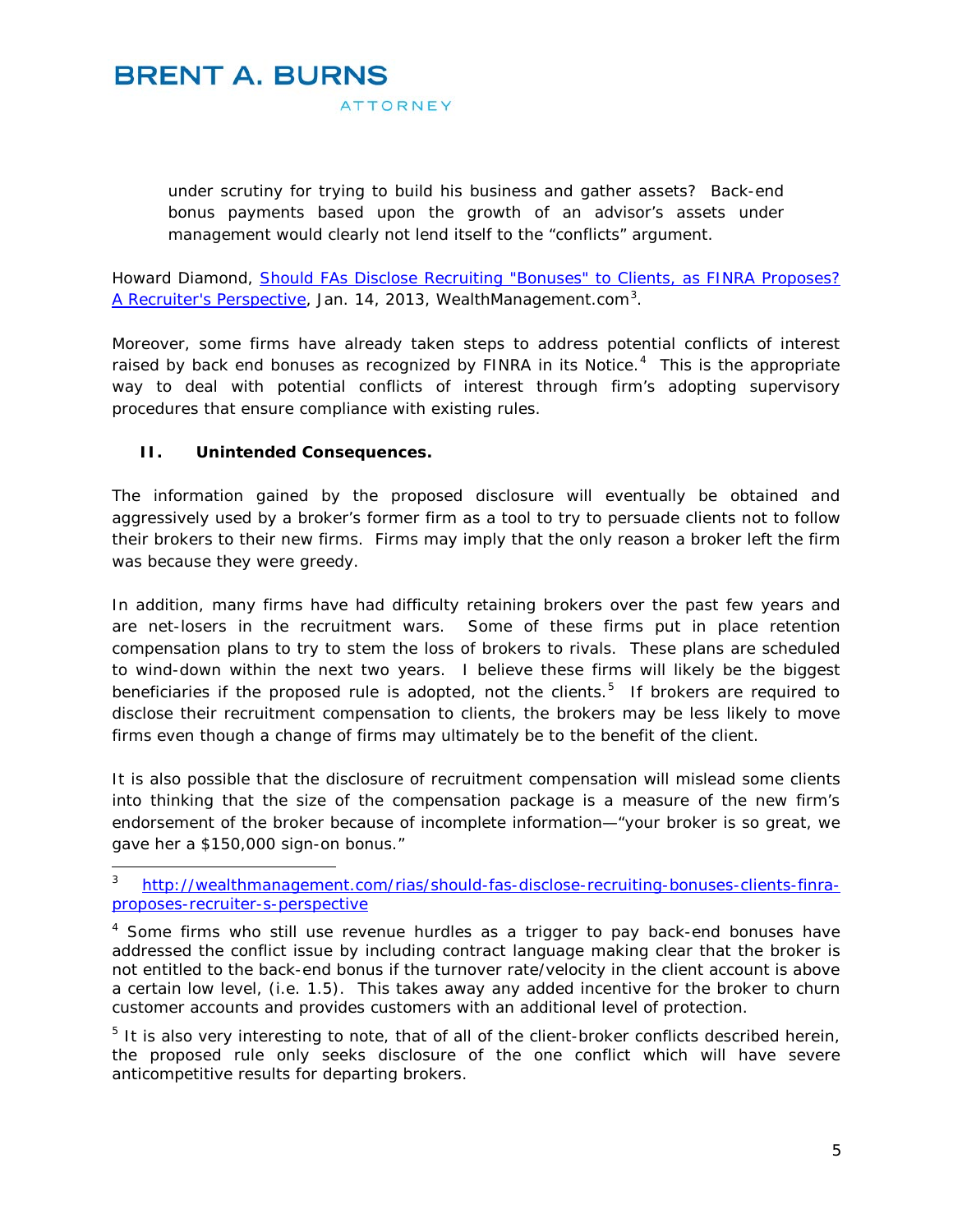under scrutiny for trying to build his business and gather assets? Back-end bonus payments based upon the growth of an advisor's assets under management would clearly not lend itself to the "conflicts" argument.

Howard Diamond, Should FAs Disclose Recruiting "Bonuses" to Clients, as FINRA Proposes? A Recruiter's Perspective, Jan. 14, 2013, WealthManagement.com[3].

Moreover, some firms have already taken steps to address potential conflicts of interest raised by back end bonuses as recognized by FINRA in its Notice.[4] This is the appropriate way to deal with potential conflicts of interest through firm's adopting supervisory procedures that ensure compliance with existing rules.

**II. Unintended Consequences.**

The information gained by the proposed disclosure will eventually be obtained and aggressively used by a broker's former firm as a tool to try to persuade clients not to follow their brokers to their new firms. Firms may imply that the only reason a broker left the firm was because they were greedy.

In addition, many firms have had difficulty retaining brokers over the past few years and are net-losers in the recruitment wars. Some of these firms put in place retention compensation plans to try to stem the loss of brokers to rivals. These plans are scheduled to wind-down within the next two years. I believe these firms will likely be the biggest beneficiaries if the proposed rule is adopted, not the clients.[5] If brokers are required to disclose their recruitment compensation to clients, the brokers may be less likely to move firms even though a change of firms may ultimately be to the benefit of the client.

It is also possible that the disclosure of recruitment compensation will mislead some clients into thinking that the size of the compensation package is a measure of the new firm's endorsement of the broker because of incomplete information—"your broker is so great, we gave her a $150,000 sign-on bonus."

---

[3] http://wealthmanagement.com/rias/should-fas-disclose-recruiting-bonuses-clients-finra-proposes-recruiter-s-perspective

[4] Some firms who still use revenue hurdles as a trigger to pay back-end bonuses have addressed the conflict issue by including contract language making clear that the broker is not entitled to the back-end bonus if the turnover rate/velocity in the client account is above a certain low level, (i.e. 1.5). This takes away any added incentive for the broker to churn customer accounts and provides customers with an additional level of protection.

[5] It is also very interesting to note, that of all of the client-broker conflicts described herein, the proposed rule only seeks disclosure of the one conflict which will have severe anticompetitive results for departing brokers.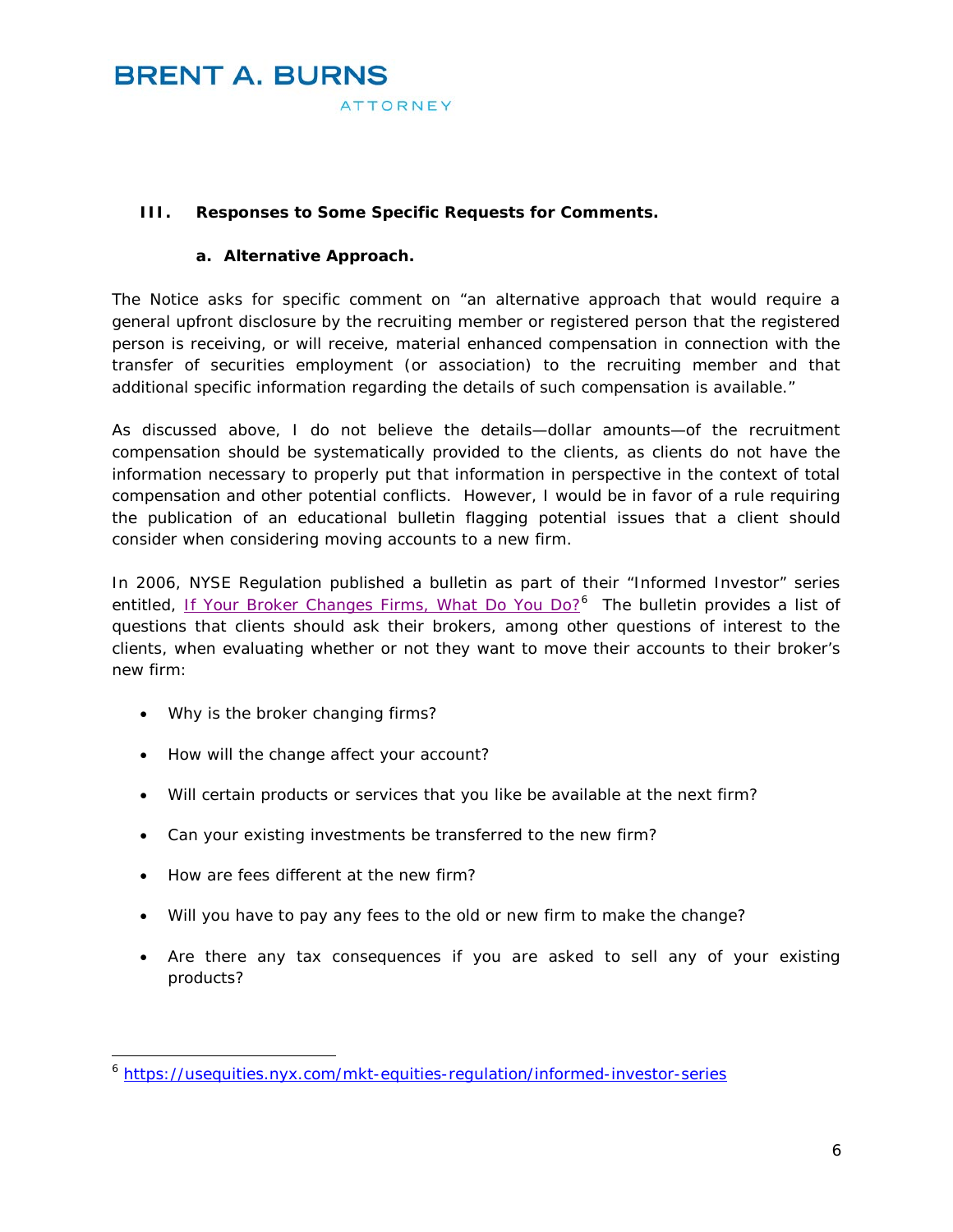### III. Responses to Some Specific Requests for Comments.

#### a. Alternative Approach.

The Notice asks for specific comment on "an alternative approach that would require a general upfront disclosure by the recruiting member or registered person that the registered person is receiving, or will receive, material enhanced compensation in connection with the transfer of securities employment (or association) to the recruiting member and that additional specific information regarding the details of such compensation is available."

As discussed above, I do not believe the details—dollar amounts—of the recruitment compensation should be systematically provided to the clients, as clients do not have the information necessary to properly put that information in perspective in the context of total compensation and other potential conflicts. However, I would be in favor of a rule requiring the publication of an educational bulletin flagging potential issues that a client should consider when considering moving accounts to a new firm.

In 2006, NYSE Regulation published a bulletin as part of their "Informed Investor" series entitled, *If Your Broker Changes Firms, What Do You Do?*[6] The bulletin provides a list of questions that clients should ask their brokers, among other questions of interest to the clients, when evaluating whether or not they want to move their accounts to their broker's new firm:

- Why is the broker changing firms?
- How will the change affect your account?
- Will certain products or services that you like be available at the next firm?
- Can your existing investments be transferred to the new firm?
- How are fees different at the new firm?
- Will you have to pay any fees to the old or new firm to make the change?
- Are there any tax consequences if you are asked to sell any of your existing products?

[6] https://usequities.nyx.com/mkt-equities-regulation/informed-investor-series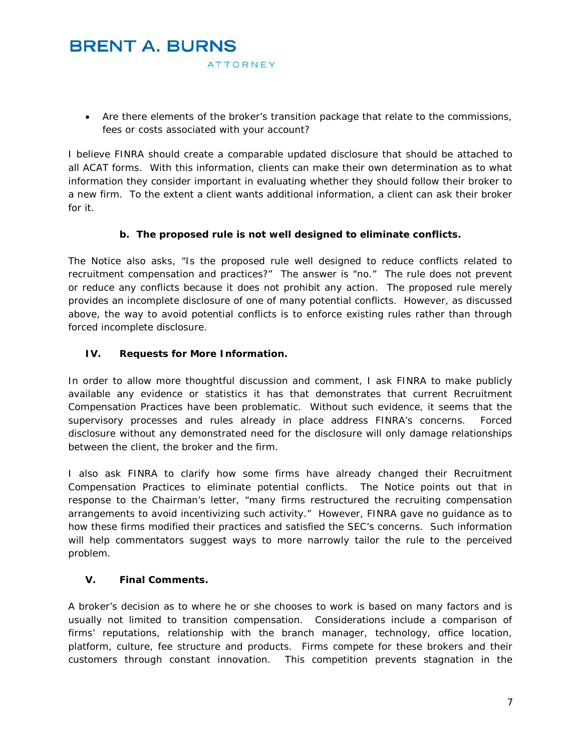- Are there elements of the broker's transition package that relate to the commissions, fees or costs associated with your account?

I believe FINRA should create a comparable updated disclosure that should be attached to all ACAT forms. With this information, clients can make their own determination as to what information they consider important in evaluating whether they should follow their broker to a new firm. To the extent a client wants additional information, a client can ask their broker for it.

**b. The proposed rule is not well designed to eliminate conflicts.**

The Notice also asks, "Is the proposed rule well designed to reduce conflicts related to recruitment compensation and practices?" The answer is "no." The rule does not prevent or reduce any conflicts because it does not prohibit any action. The proposed rule merely provides an incomplete disclosure of one of many potential conflicts. However, as discussed above, the way to avoid potential conflicts is to enforce existing rules rather than through forced incomplete disclosure.

## IV. Requests for More Information.

In order to allow more thoughtful discussion and comment, I ask FINRA to make publicly available any evidence or statistics it has that demonstrates that current Recruitment Compensation Practices have been problematic. Without such evidence, it seems that the supervisory processes and rules already in place address FINRA's concerns. Forced disclosure without any demonstrated need for the disclosure will only damage relationships between the client, the broker and the firm.

I also ask FINRA to clarify how some firms have already changed their Recruitment Compensation Practices to eliminate potential conflicts. The Notice points out that in response to the Chairman's letter, "many firms restructured the recruiting compensation arrangements to avoid incentivizing such activity." However, FINRA gave no guidance as to how these firms modified their practices and satisfied the SEC's concerns. Such information will help commentators suggest ways to more narrowly tailor the rule to the perceived problem.

## V. Final Comments.

A broker's decision as to where he or she chooses to work is based on many factors and is usually not limited to transition compensation. Considerations include a comparison of firms' reputations, relationship with the branch manager, technology, office location, platform, culture, fee structure and products. Firms compete for these brokers and their customers through constant innovation. This competition prevents stagnation in the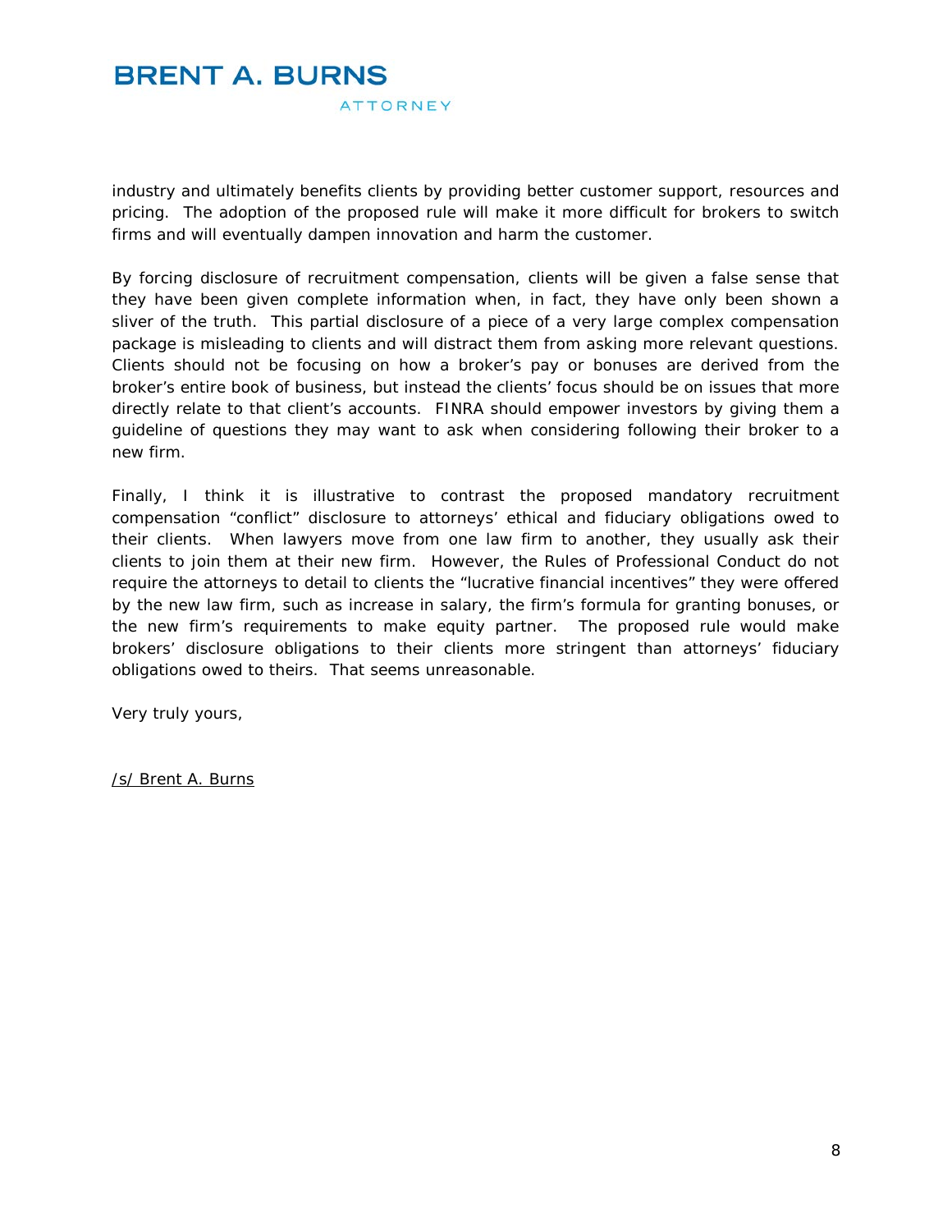industry and ultimately benefits clients by providing better customer support, resources and pricing. The adoption of the proposed rule will make it more difficult for brokers to switch firms and will eventually dampen innovation and harm the customer.

By forcing disclosure of recruitment compensation, clients will be given a false sense that they have been given complete information when, in fact, they have only been shown a sliver of the truth. This partial disclosure of a piece of a very large complex compensation package is misleading to clients and will distract them from asking more relevant questions. Clients should not be focusing on how a broker's pay or bonuses are derived from the broker's entire book of business, but instead the clients' focus should be on issues that more directly relate to that client's accounts. FINRA should empower investors by giving them a guideline of questions they may want to ask when considering following their broker to a new firm.

Finally, I think it is illustrative to contrast the proposed mandatory recruitment compensation "conflict" disclosure to attorneys' ethical and fiduciary obligations owed to their clients. When lawyers move from one law firm to another, they usually ask their clients to join them at their new firm. However, the Rules of Professional Conduct do not require the attorneys to detail to clients the "lucrative financial incentives" they were offered by the new law firm, such as increase in salary, the firm's formula for granting bonuses, or the new firm's requirements to make equity partner. The proposed rule would make brokers' disclosure obligations to their clients more stringent than attorneys' fiduciary obligations owed to theirs. That seems unreasonable.

Very truly yours,

/s/ Brent A. Burns